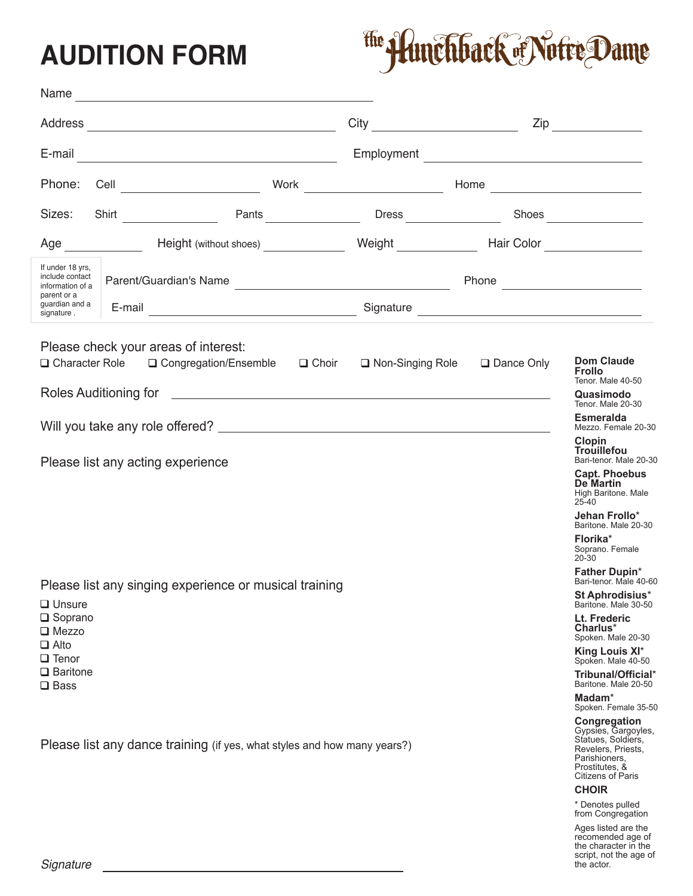# AUDITION FORM

**The Hunchback of Notre Dame**

Name ______________________________

Address ______________________________ City ____________________ Zip ____________

E-mail ______________________________ Employment ______________________________

Phone: Cell ____________________ Work ____________________ Home ____________________

Sizes: Shirt ____________ Pants ____________ Dress ____________ Shoes ____________

Age __________ Height (without shoes) __________ Weight __________ Hair Color __________

| If under 18 yrs, include contact information of a parent or a guardian and a signature . | Parent/Guardian's Name ______________________________ Phone ____________________ |
|---|---|
| | E-mail ______________________________ Signature ______________________________ |

Please check your areas of interest:

❑ Character Role ❑ Congregation/Ensemble ❑ Choir ❑ Non-Singing Role ❑ Dance Only

Roles Auditioning for ______________________________

Will you take any role offered? ______________________________

Please list any acting experience

Please list any singing experience or musical training

- ❑ Unsure
- ❑ Soprano
- ❑ Mezzo
- ❑ Alto
- ❑ Tenor
- ❑ Baritone
- ❑ Bass

Please list any dance training (if yes, what styles and how many years?)

*Signature* ______________________________

**Dom Claude Frollo**
Tenor. Male 40-50

**Quasimodo**
Tenor. Male 20-30

**Esmeralda**
Mezzo. Female 20-30

**Clopin Trouillefou**
Bari-tenor. Male 20-30

**Capt. Phoebus De Martin**
High Baritone. Male 25-40

**Jehan Frollo***
Baritone. Male 20-30

**Florika***
Soprano. Female 20-30

**Father Dupin***
Bari-tenor. Male 40-60

**St Aphrodisius***
Baritone. Male 30-50

**Lt. Frederic Charlus***
Spoken. Male 20-30

**King Louis XI***
Spoken. Male 40-50

**Tribunal/Official***
Baritone. Male 20-50

**Madam***
Spoken. Female 35-50

**Congregation**
Gypsies, Gargoyles, Statues, Soldiers, Revelers, Priests, Parishioners, Prostitutes, & Citizens of Paris

**CHOIR**

* Denotes pulled from Congregation

Ages listed are the recomended age of the character in the script, not the age of the actor.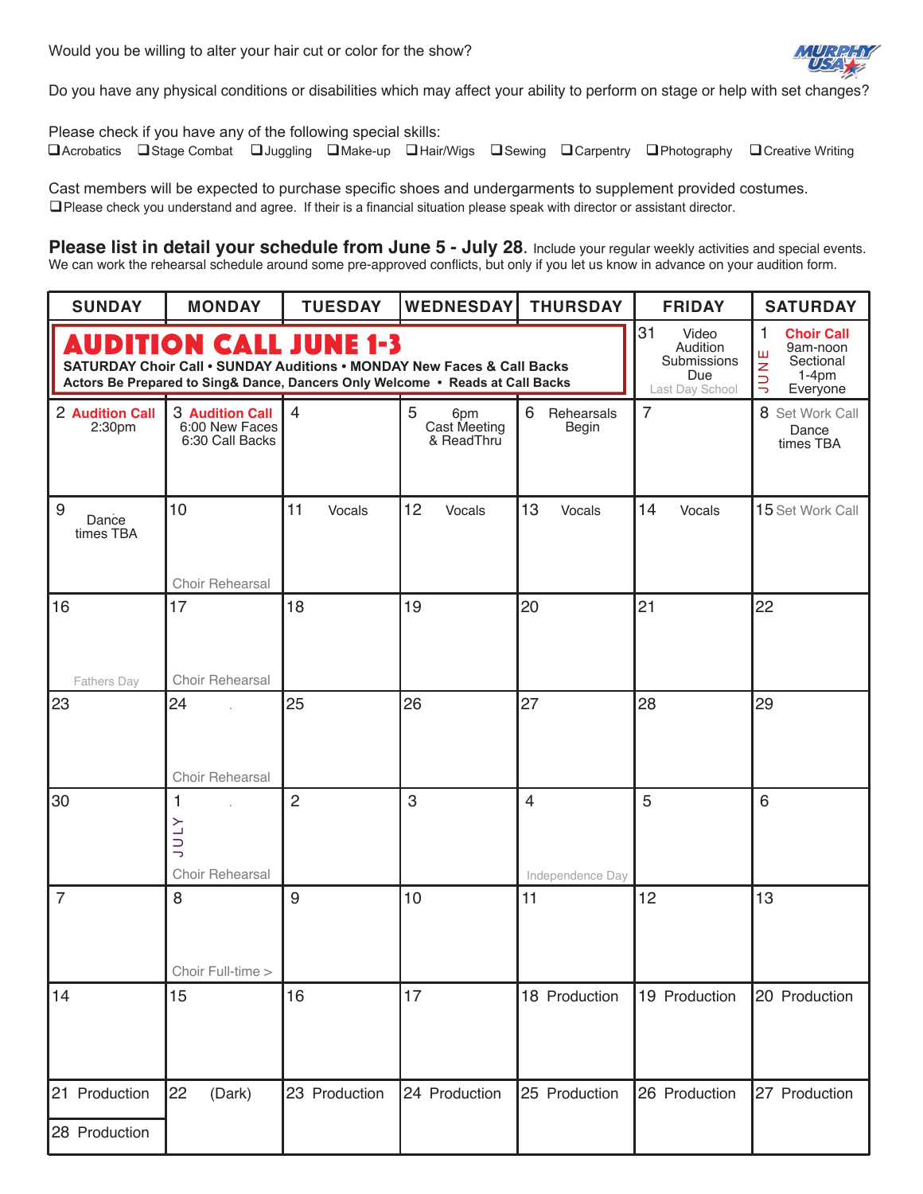Would you be willing to alter your hair cut or color for the show?

Do you have any physical conditions or disabilities which may affect your ability to perform on stage or help with set changes?

Please check if you have any of the following special skills:
❑Acrobatics ❑Stage Combat ❑Juggling ❑Make-up ❑Hair/Wigs ❑Sewing ❑Carpentry ❑Photography ❑Creative Writing

Cast members will be expected to purchase specific shoes and undergarments to supplement provided costumes.
❑Please check you understand and agree. If their is a financial situation please speak with director or assistant director.

**Please list in detail your schedule from June 5 - July 28.** Include your regular weekly activities and special events. We can work the rehearsal schedule around some pre-approved conflicts, but only if you let us know in advance on your audition form.

| SUNDAY | MONDAY | TUESDAY | WEDNESDAY | THURSDAY | FRIDAY | SATURDAY |
|---|---|---|---|---|---|---|
| **AUDITION CALL JUNE 1-3** SATURDAY Choir Call • SUNDAY Auditions • MONDAY New Faces & Call Backs. Actors Be Prepared to Sing& Dance, Dancers Only Welcome • Reads at Call Backs | | | | | 31 Video Audition Submissions Due. Last Day School | JUNE 1 Choir Call 9am-noon Sectional 1-4pm Everyone |
| 2 Audition Call 2:30pm | 3 Audition Call 6:00 New Faces 6:30 Call Backs | 4 | 5 6pm Cast Meeting & ReadThru | 6 Rehearsals Begin | 7 | 8 Set Work Call Dance times TBA |
| 9 Dance times TBA | 10 Choir Rehearsal | 11 Vocals | 12 Vocals | 13 Vocals | 14 Vocals | 15 Set Work Call |
| 16 Fathers Day | 17 Choir Rehearsal | 18 | 19 | 20 | 21 | 22 |
| 23 | 24 Choir Rehearsal | 25 | 26 | 27 | 28 | 29 |
| 30 | JULY 1 Choir Rehearsal | 2 | 3 | 4 Independence Day | 5 | 6 |
| 7 | 8 Choir Full-time > | 9 | 10 | 11 | 12 | 13 |
| 14 | 15 | 16 | 17 | 18 Production | 19 Production | 20 Production |
| 21 Production | 22 (Dark) | 23 Production | 24 Production | 25 Production | 26 Production | 27 Production |
| 28 Production | | | | | | |